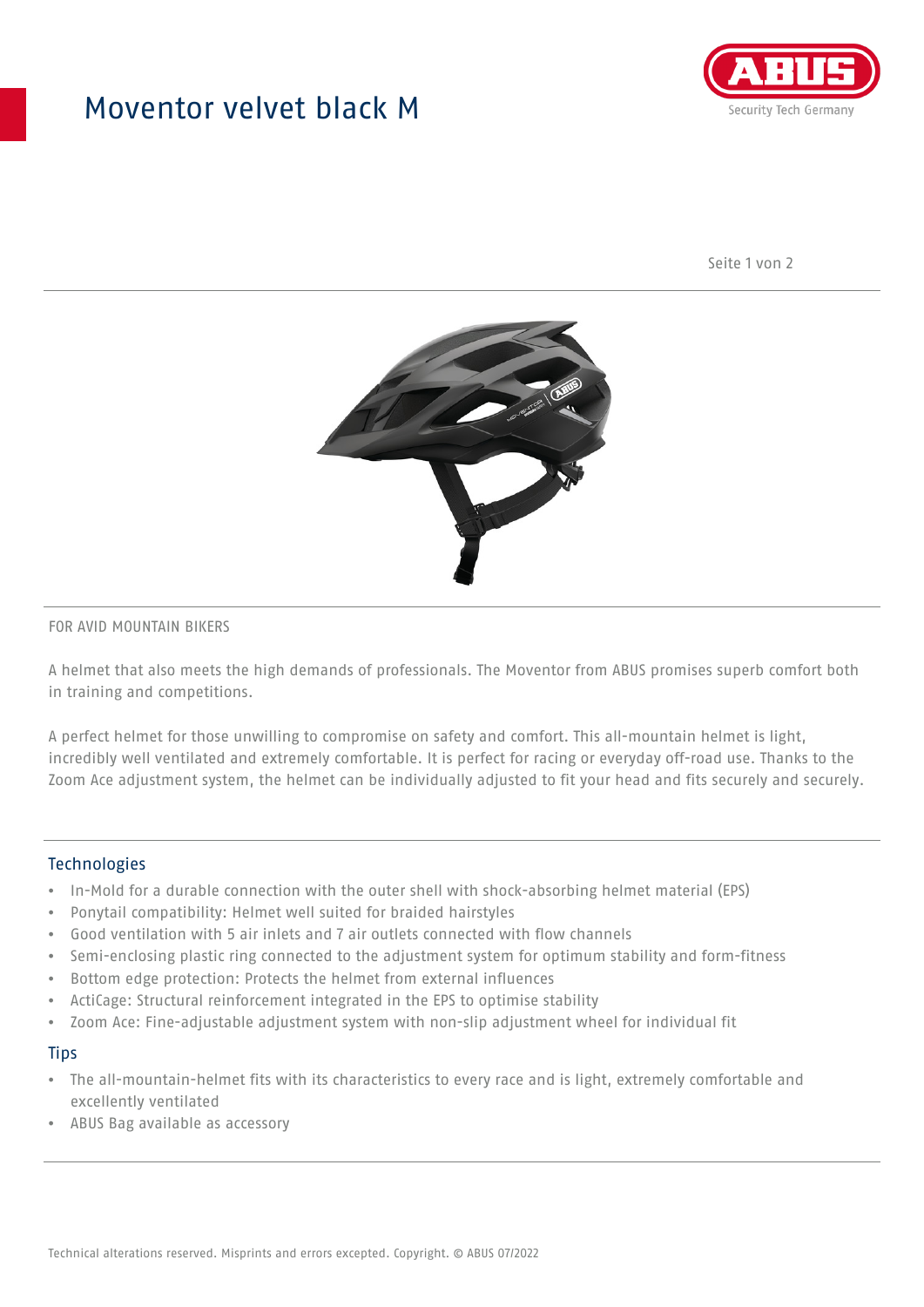# Moventor velvet black M

FOR AVID MOUNTAIN BIKERS

A helmet that also meets the high demands of professionals. The Moventor from ABUS promises superb comfort both in training and competitions.

A perfect helmet for those unwilling to compromise on safety and comfort. This all-mountain helmet is light, incredibly well ventilated and extremely comfortable. It is perfect for racing or everyday off-road use. Thanks to the Zoom Ace adjustment system, the helmet can be individually adjusted to fit your head and fits securely and securely.

## Technologies

- In-Mold for a durable connection with the outer shell with shock-absorbing helmet material (EPS)
- Ponytail compatibility: Helmet well suited for braided hairstyles
- Good ventilation with 5 air inlets and 7 air outlets connected with flow channels
- Semi-enclosing plastic ring connected to the adjustment system for optimum stability and form-fitness
- Bottom edge protection: Protects the helmet from external influences
- ActiCage: Structural reinforcement integrated in the EPS to optimise stability
- Zoom Ace: Fine-adjustable adjustment system with non-slip adjustment wheel for individual fit

## Tips

- The all-mountain-helmet fits with its characteristics to every race and is light, extremely comfortable and excellently ventilated
- ABUS Bag available as accessory

Technical alterations reserved. Misprints and errors excepted. Copyright. © ABUS 07/2022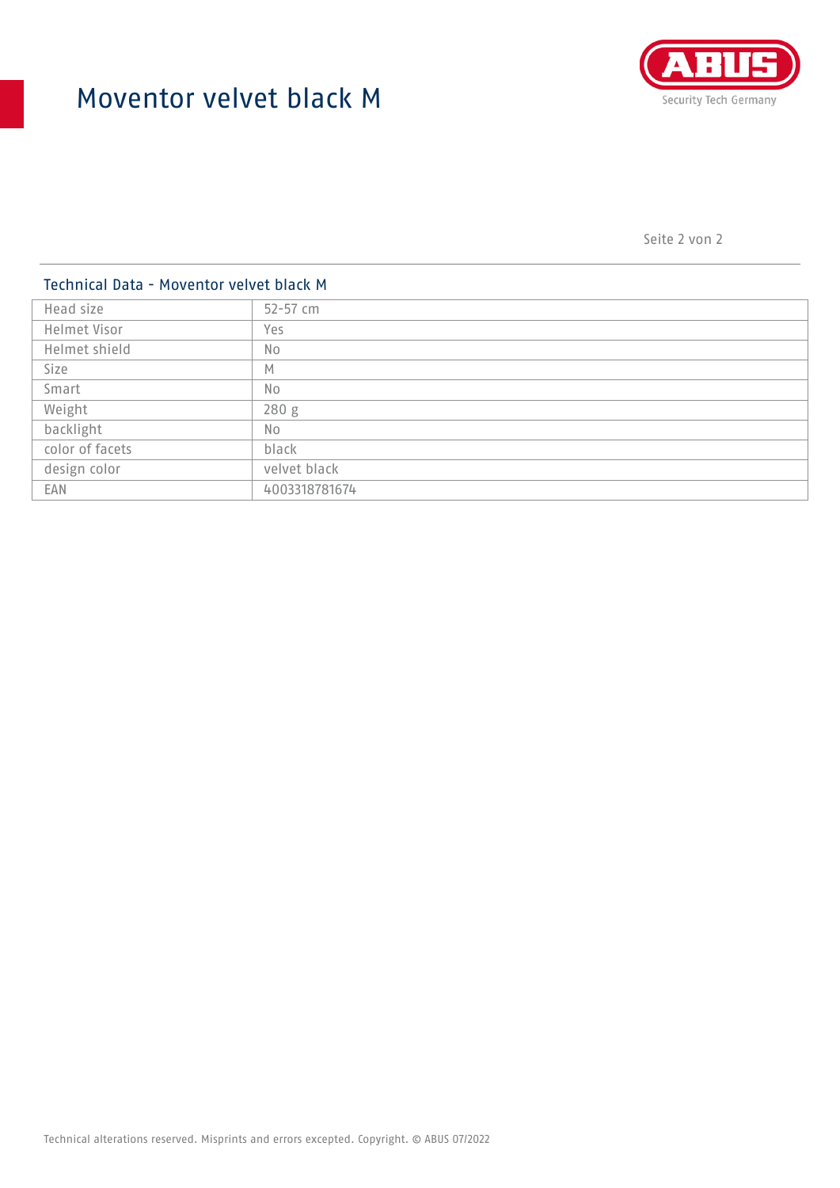# Moventor velvet black M

## Technical Data - Moventor velvet black M

| | |
|---|---|
| Head size | 52-57 cm |
| Helmet Visor | Yes |
| Helmet shield | No |
| Size | M |
| Smart | No |
| Weight | 280 g |
| backlight | No |
| color of facets | black |
| design color | velvet black |
| EAN | 4003318781674 |

Technical alterations reserved. Misprints and errors excepted. Copyright. © ABUS 07/2022